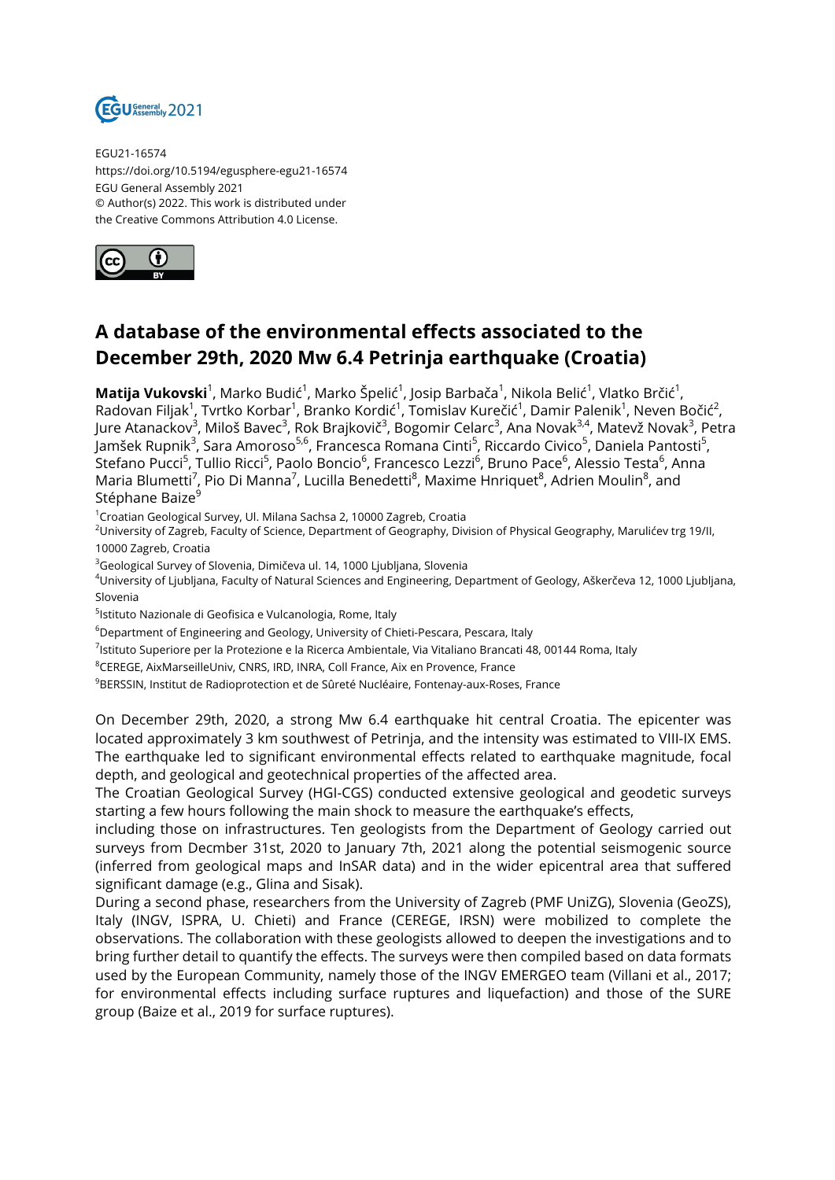EGU21-16574
https://doi.org/10.5194/egusphere-egu21-16574
EGU General Assembly 2021
© Author(s) 2022. This work is distributed under the Creative Commons Attribution 4.0 License.

# A database of the environmental effects associated to the December 29th, 2020 Mw 6.4 Petrinja earthquake (Croatia)

**Matija Vukovski**[1], Marko Budić[1], Marko Špelić[1], Josip Barbača[1], Nikola Belić[1], Vlatko Brčić[1], Radovan Filjak[1], Tvrtko Korbar[1], Branko Kordić[1], Tomislav Kurečić[1], Damir Palenik[1], Neven Bočić[2], Jure Atanackov[3], Miloš Bavec[3], Rok Brajkovič[3], Bogomir Celarc[3], Ana Novak[3,4], Matevž Novak[3], Petra Jamšek Rupnik[3], Sara Amoroso[5,6], Francesca Romana Cinti[5], Riccardo Civico[5], Daniela Pantosti[5], Stefano Pucci[5], Tullio Ricci[5], Paolo Boncio[6], Francesco Lezzi[6], Bruno Pace[6], Alessio Testa[6], Anna Maria Blumetti[7], Pio Di Manna[7], Lucilla Benedetti[8], Maxime Hnriquet[8], Adrien Moulin[8], and Stéphane Baize[9]

[1]Croatian Geological Survey, Ul. Milana Sachsa 2, 10000 Zagreb, Croatia
[2]University of Zagreb, Faculty of Science, Department of Geography, Division of Physical Geography, Marulićev trg 19/II, 10000 Zagreb, Croatia
[3]Geological Survey of Slovenia, Dimičeva ul. 14, 1000 Ljubljana, Slovenia
[4]University of Ljubljana, Faculty of Natural Sciences and Engineering, Department of Geology, Aškerčeva 12, 1000 Ljubljana, Slovenia
[5]Istituto Nazionale di Geofisica e Vulcanologia, Rome, Italy
[6]Department of Engineering and Geology, University of Chieti-Pescara, Pescara, Italy
[7]Istituto Superiore per la Protezione e la Ricerca Ambientale, Via Vitaliano Brancati 48, 00144 Roma, Italy
[8]CEREGE, AixMarseilleUniv, CNRS, IRD, INRA, Coll France, Aix en Provence, France
[9]BERSSIN, Institut de Radioprotection et de Sûreté Nucléaire, Fontenay-aux-Roses, France

On December 29th, 2020, a strong Mw 6.4 earthquake hit central Croatia. The epicenter was located approximately 3 km southwest of Petrinja, and the intensity was estimated to VIII-IX EMS. The earthquake led to significant environmental effects related to earthquake magnitude, focal depth, and geological and geotechnical properties of the affected area.
The Croatian Geological Survey (HGI-CGS) conducted extensive geological and geodetic surveys starting a few hours following the main shock to measure the earthquake's effects,
including those on infrastructures. Ten geologists from the Department of Geology carried out surveys from Decmber 31st, 2020 to January 7th, 2021 along the potential seismogenic source (inferred from geological maps and InSAR data) and in the wider epicentral area that suffered significant damage (e.g., Glina and Sisak).
During a second phase, researchers from the University of Zagreb (PMF UniZG), Slovenia (GeoZS), Italy (INGV, ISPRA, U. Chieti) and France (CEREGE, IRSN) were mobilized to complete the observations. The collaboration with these geologists allowed to deepen the investigations and to bring further detail to quantify the effects. The surveys were then compiled based on data formats used by the European Community, namely those of the INGV EMERGEO team (Villani et al., 2017; for environmental effects including surface ruptures and liquefaction) and those of the SURE group (Baize et al., 2019 for surface ruptures).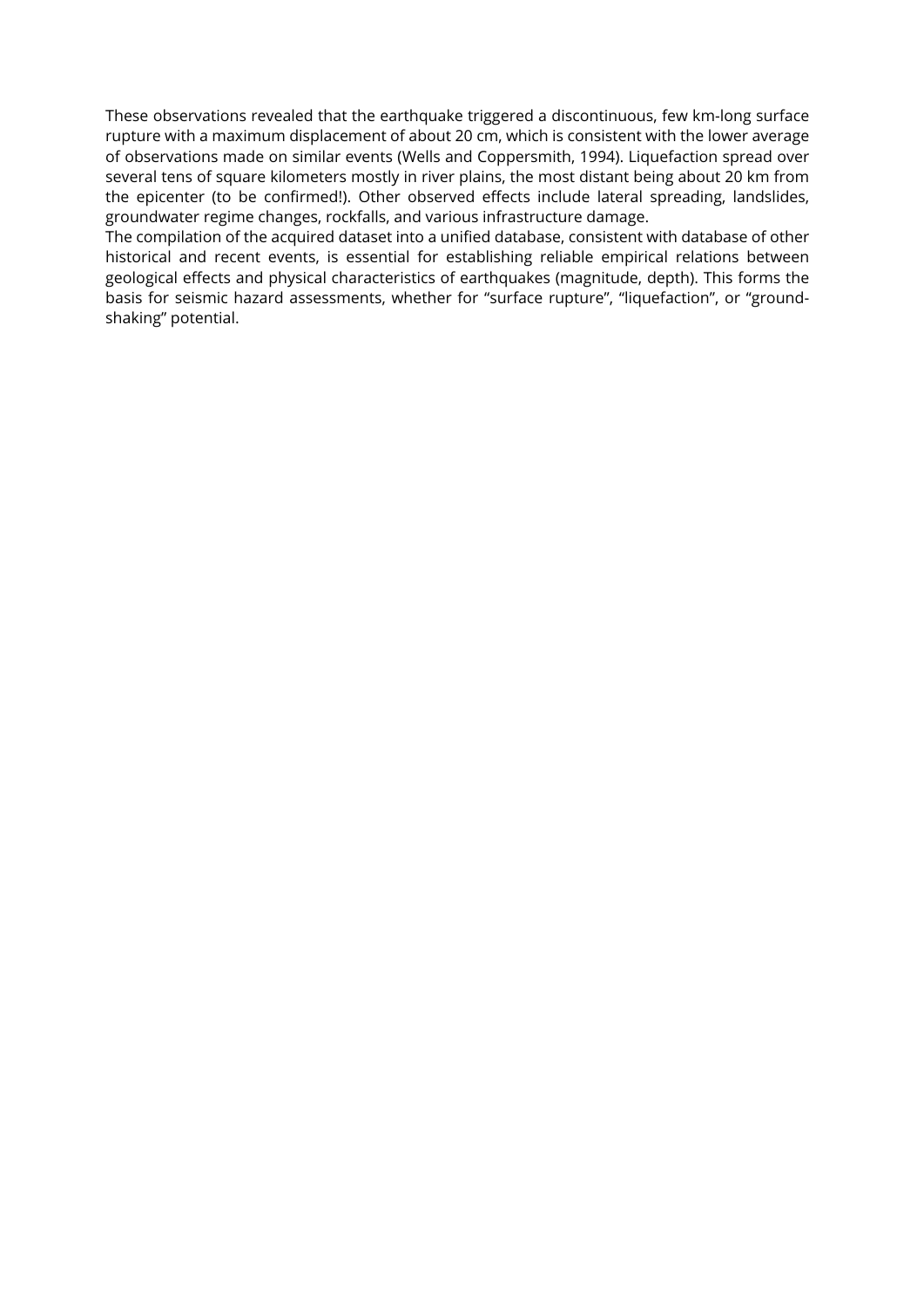These observations revealed that the earthquake triggered a discontinuous, few km-long surface rupture with a maximum displacement of about 20 cm, which is consistent with the lower average of observations made on similar events (Wells and Coppersmith, 1994). Liquefaction spread over several tens of square kilometers mostly in river plains, the most distant being about 20 km from the epicenter (to be confirmed!). Other observed effects include lateral spreading, landslides, groundwater regime changes, rockfalls, and various infrastructure damage.

The compilation of the acquired dataset into a unified database, consistent with database of other historical and recent events, is essential for establishing reliable empirical relations between geological effects and physical characteristics of earthquakes (magnitude, depth). This forms the basis for seismic hazard assessments, whether for "surface rupture", "liquefaction", or "ground-shaking" potential.